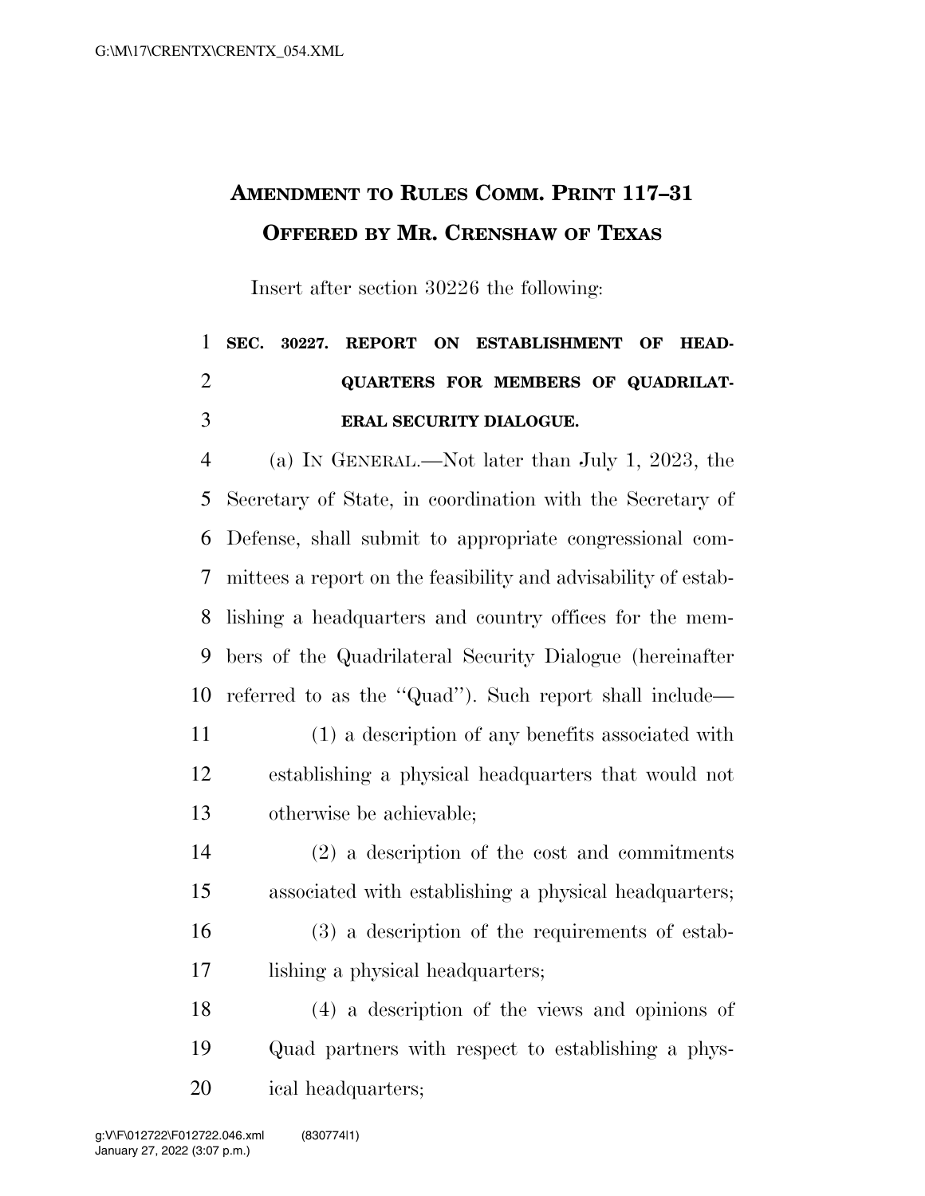# Amendment to Rules Comm. Print 117–31
## Offered by Mr. Crenshaw of Texas

Insert after section 30226 the following:

**SEC. 30227. REPORT ON ESTABLISHMENT OF HEADQUARTERS FOR MEMBERS OF QUADRILATERAL SECURITY DIALOGUE.**

(a) In General.—Not later than July 1, 2023, the Secretary of State, in coordination with the Secretary of Defense, shall submit to appropriate congressional committees a report on the feasibility and advisability of establishing a headquarters and country offices for the members of the Quadrilateral Security Dialogue (hereinafter referred to as the "Quad"). Such report shall include—

(1) a description of any benefits associated with establishing a physical headquarters that would not otherwise be achievable;

(2) a description of the cost and commitments associated with establishing a physical headquarters;

(3) a description of the requirements of establishing a physical headquarters;

(4) a description of the views and opinions of Quad partners with respect to establishing a physical headquarters;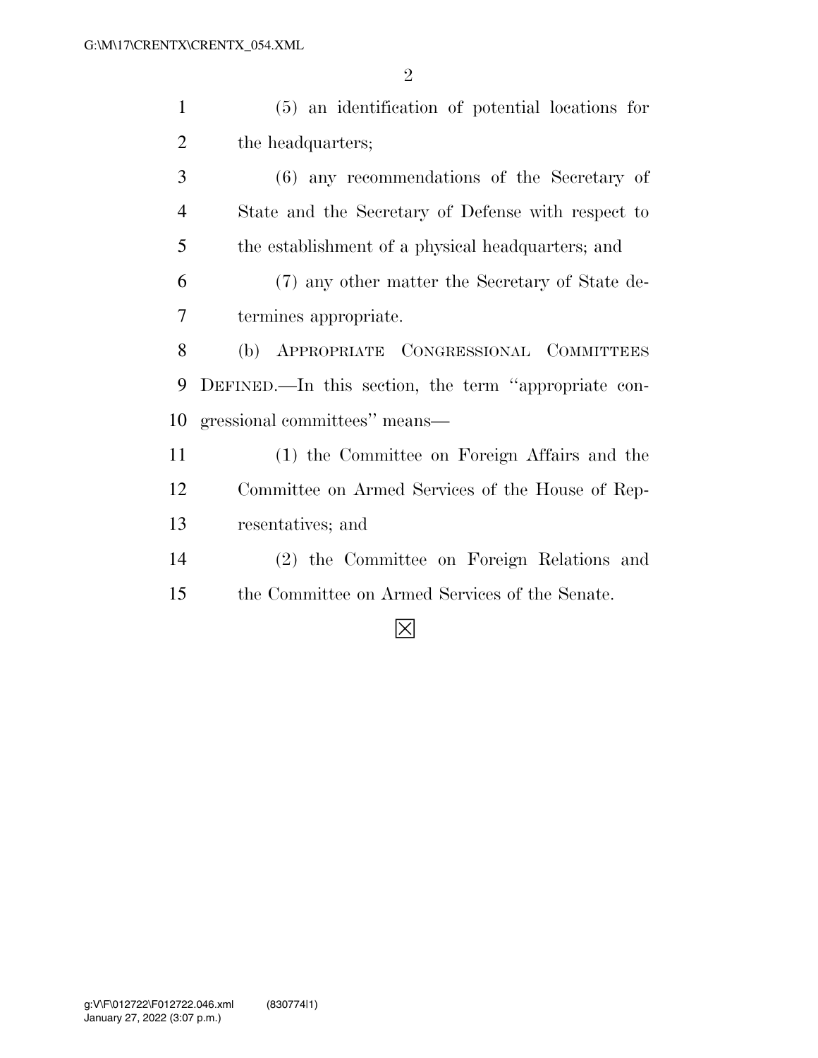(5) an identification of potential locations for the headquarters;

(6) any recommendations of the Secretary of State and the Secretary of Defense with respect to the establishment of a physical headquarters; and

(7) any other matter the Secretary of State determines appropriate.

(b) APPROPRIATE CONGRESSIONAL COMMITTEES DEFINED.—In this section, the term "appropriate congressional committees" means—

(1) the Committee on Foreign Affairs and the Committee on Armed Services of the House of Representatives; and

(2) the Committee on Foreign Relations and the Committee on Armed Services of the Senate.